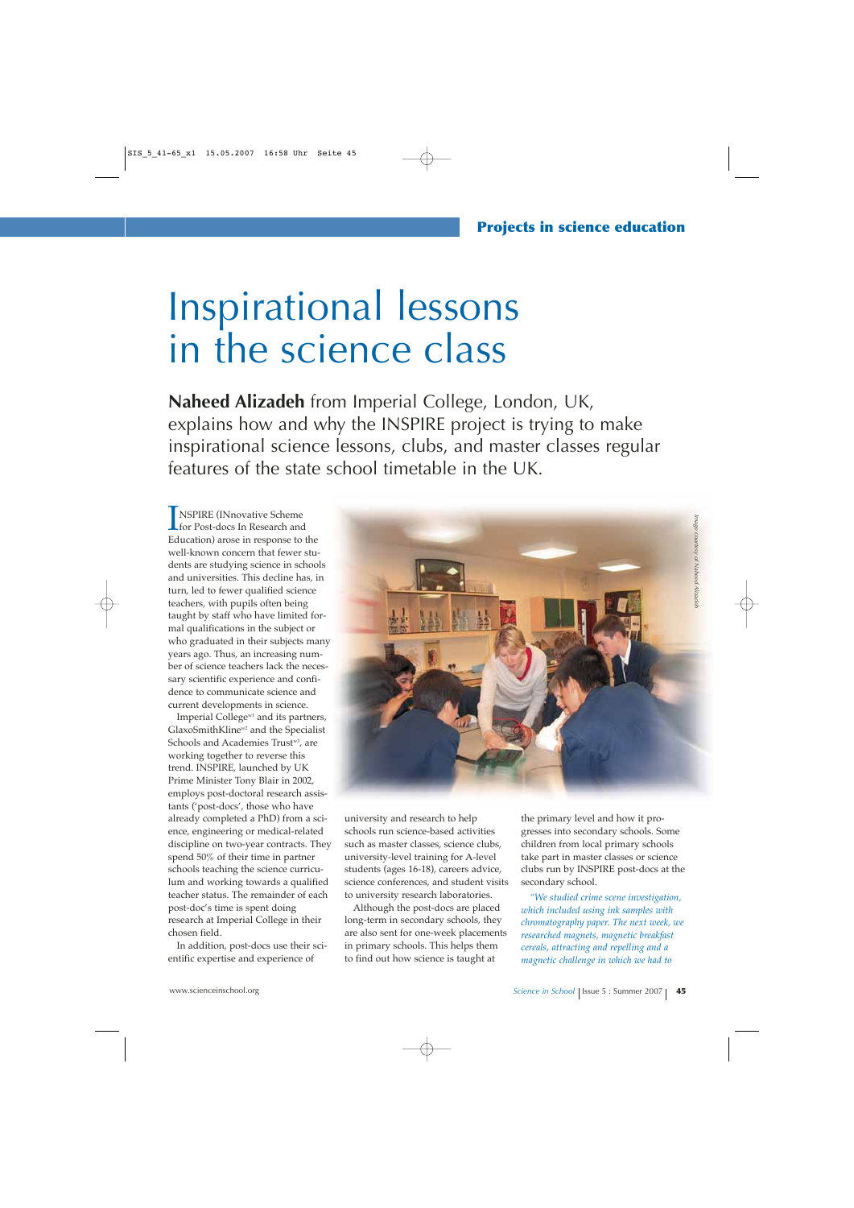# Inspirational lessons in the science class

**Naheed Alizadeh** from Imperial College, London, UK, explains how and why the INSPIRE project is trying to make inspirational science lessons, clubs, and master classes regular features of the state school timetable in the UK.

INSPIRE (INnovative Scheme for Post-docs In Research and Education) arose in response to the well-known concern that fewer students are studying science in schools and universities. This decline has, in turn, led to fewer qualified science teachers, with pupils often being taught by staff who have limited formal qualifications in the subject or who graduated in their subjects many years ago. Thus, an increasing number of science teachers lack the necessary scientific experience and confidence to communicate science and current developments in science.

Imperial College[w1] and its partners, GlaxoSmithKline[w2] and the Specialist Schools and Academies Trust[w3], are working together to reverse this trend. INSPIRE, launched by UK Prime Minister Tony Blair in 2002, employs post-doctoral research assistants ('post-docs', those who have already completed a PhD) from a science, engineering or medical-related discipline on two-year contracts. They spend 50% of their time in partner schools teaching the science curriculum and working towards a qualified teacher status. The remainder of each post-doc's time is spent doing research at Imperial College in their chosen field.

In addition, post-docs use their scientific expertise and experience of university and research to help schools run science-based activities such as master classes, science clubs, university-level training for A-level students (ages 16-18), careers advice, science conferences, and student visits to university research laboratories.

Although the post-docs are placed long-term in secondary schools, they are also sent for one-week placements in primary schools. This helps them to find out how science is taught at the primary level and how it progresses into secondary schools. Some children from local primary schools take part in master classes or science clubs run by INSPIRE post-docs at the secondary school.

*"We studied crime scene investigation, which included using ink samples with chromatography paper. The next week, we researched magnets, magnetic breakfast cereals, attracting and repelling and a magnetic challenge in which we had to*

*Image courtesy of Naheed Alizadeh*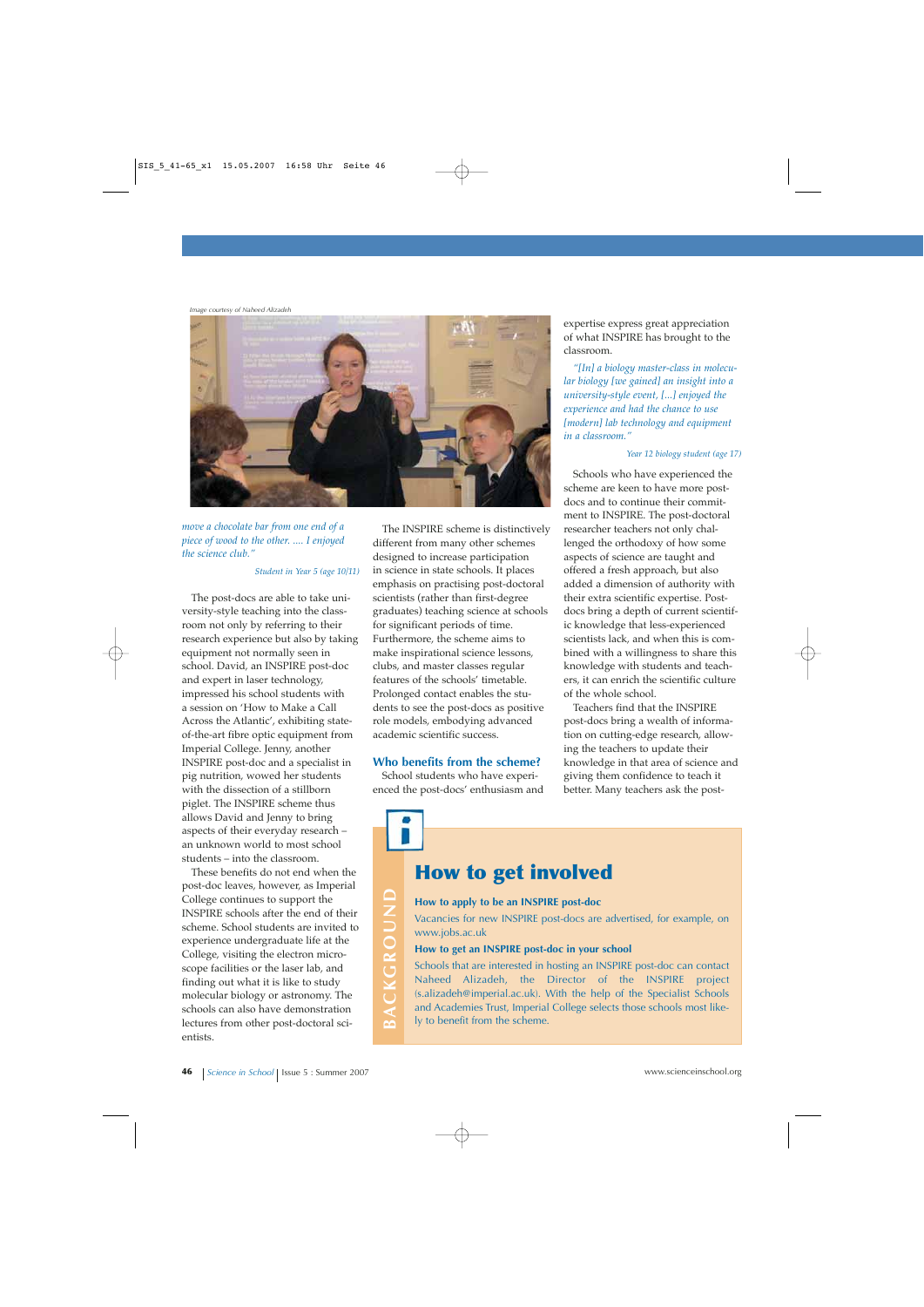Image courtesy of Naheed Alizadeh

*move a chocolate bar from one end of a piece of wood to the other. .... I enjoyed the science club."*

*Student in Year 5 (age 10/11)*

The post-docs are able to take university-style teaching into the classroom not only by referring to their research experience but also by taking equipment not normally seen in school. David, an INSPIRE post-doc and expert in laser technology, impressed his school students with a session on 'How to Make a Call Across the Atlantic', exhibiting state-of-the-art fibre optic equipment from Imperial College. Jenny, another INSPIRE post-doc and a specialist in pig nutrition, wowed her students with the dissection of a stillborn piglet. The INSPIRE scheme thus allows David and Jenny to bring aspects of their everyday research – an unknown world to most school students – into the classroom.

These benefits do not end when the post-doc leaves, however, as Imperial College continues to support the INSPIRE schools after the end of their scheme. School students are invited to experience undergraduate life at the College, visiting the electron microscope facilities or the laser lab, and finding out what it is like to study molecular biology or astronomy. The schools can also have demonstration lectures from other post-doctoral scientists.

The INSPIRE scheme is distinctively different from many other schemes designed to increase participation in science in state schools. It places emphasis on practising post-doctoral scientists (rather than first-degree graduates) teaching science at schools for significant periods of time. Furthermore, the scheme aims to make inspirational science lessons, clubs, and master classes regular features of the schools' timetable. Prolonged contact enables the students to see the post-docs as positive role models, embodying advanced academic scientific success.

## Who benefits from the scheme?

School students who have experienced the post-docs' enthusiasm and expertise express great appreciation of what INSPIRE has brought to the classroom.

*"[In] a biology master-class in molecular biology [we gained] an insight into a university-style event, [...] enjoyed the experience and had the chance to use [modern] lab technology and equipment in a classroom."*

*Year 12 biology student (age 17)*

Schools who have experienced the scheme are keen to have more post-docs and to continue their commitment to INSPIRE. The post-doctoral researcher teachers not only challenged the orthodoxy of how some aspects of science are taught and offered a fresh approach, but also added a dimension of authority with their extra scientific expertise. Post-docs bring a depth of current scientific knowledge that less-experienced scientists lack, and when this is combined with a willingness to share this knowledge with students and teachers, it can enrich the scientific culture of the whole school.

Teachers find that the INSPIRE post-docs bring a wealth of information on cutting-edge research, allowing the teachers to update their knowledge in that area of science and giving them confidence to teach it better. Many teachers ask the post-

> **BACKGROUND**
>
> ## How to get involved
>
> **How to apply to be an INSPIRE post-doc**
>
> Vacancies for new INSPIRE post-docs are advertised, for example, on www.jobs.ac.uk
>
> **How to get an INSPIRE post-doc in your school**
>
> Schools that are interested in hosting an INSPIRE post-doc can contact Naheed Alizadeh, the Director of the INSPIRE project (s.alizadeh@imperial.ac.uk). With the help of the Specialist Schools and Academies Trust, Imperial College selects those schools most likely to benefit from the scheme.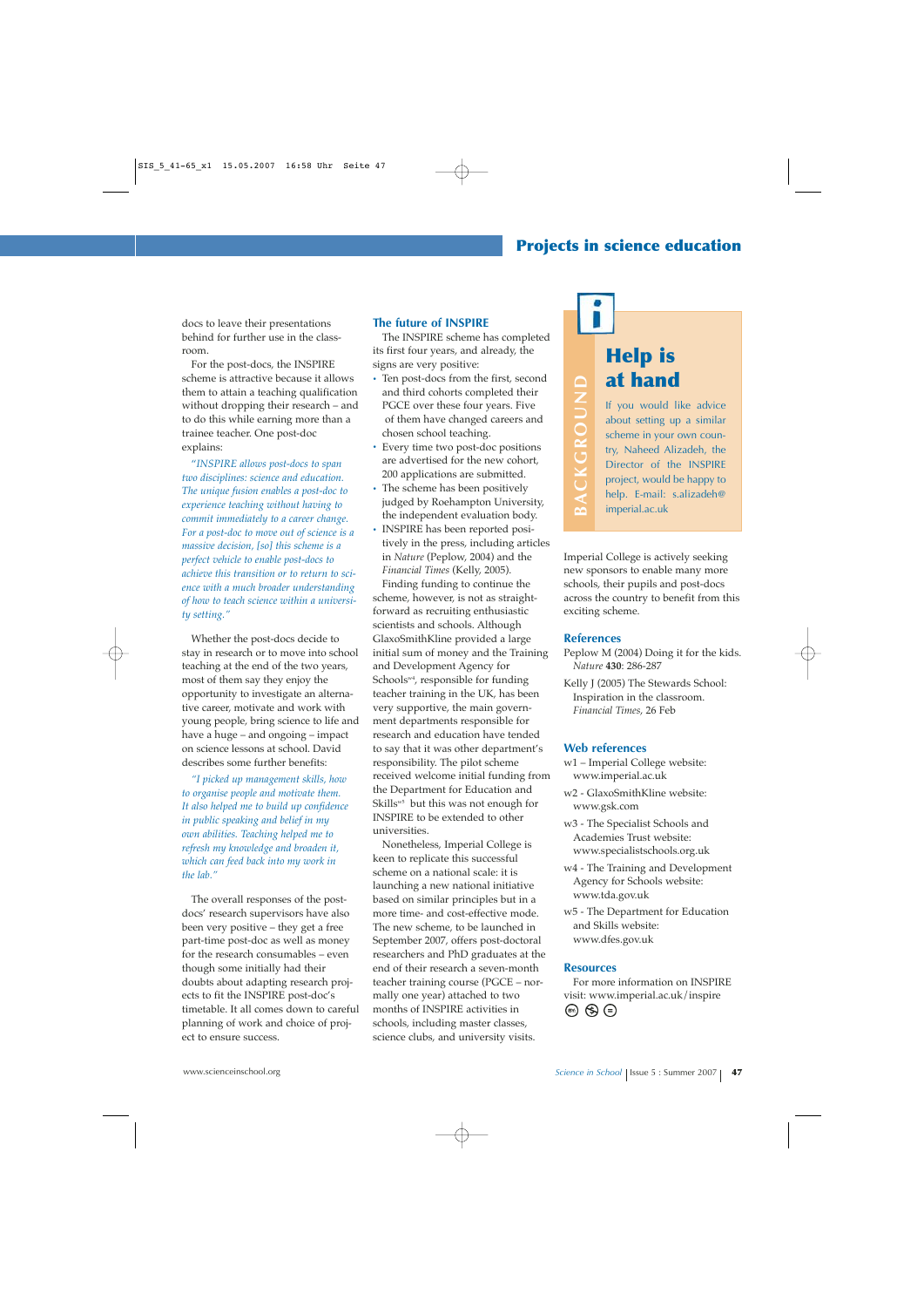docs to leave their presentations behind for further use in the classroom.

For the post-docs, the INSPIRE scheme is attractive because it allows them to attain a teaching qualification without dropping their research – and to do this while earning more than a trainee teacher. One post-doc explains:

*"INSPIRE allows post-docs to span two disciplines: science and education. The unique fusion enables a post-doc to experience teaching without having to commit immediately to a career change. For a post-doc to move out of science is a massive decision, [so] this scheme is a perfect vehicle to enable post-docs to achieve this transition or to return to science with a much broader understanding of how to teach science within a university setting."*

Whether the post-docs decide to stay in research or to move into school teaching at the end of the two years, most of them say they enjoy the opportunity to investigate an alternative career, motivate and work with young people, bring science to life and have a huge – and ongoing – impact on science lessons at school. David describes some further benefits:

*"I picked up management skills, how to organise people and motivate them. It also helped me to build up confidence in public speaking and belief in my own abilities. Teaching helped me to refresh my knowledge and broaden it, which can feed back into my work in the lab."*

The overall responses of the post-docs' research supervisors have also been very positive – they get a free part-time post-doc as well as money for the research consumables – even though some initially had their doubts about adapting research projects to fit the INSPIRE post-doc's timetable. It all comes down to careful planning of work and choice of project to ensure success.

## The future of INSPIRE

The INSPIRE scheme has completed its first four years, and already, the signs are very positive:

- Ten post-docs from the first, second and third cohorts completed their PGCE over these four years. Five of them have changed careers and chosen school teaching.
- Every time two post-doc positions are advertised for the new cohort, 200 applications are submitted.
- The scheme has been positively judged by Roehampton University, the independent evaluation body.
- INSPIRE has been reported positively in the press, including articles in *Nature* (Peplow, 2004) and the *Financial Times* (Kelly, 2005).

Finding funding to continue the scheme, however, is not as straightforward as recruiting enthusiastic scientists and schools. Although GlaxoSmithKline provided a large initial sum of money and the Training and Development Agency for Schools[w4], responsible for funding teacher training in the UK, has been very supportive, the main government departments responsible for research and education have tended to say that it was other department's responsibility. The pilot scheme received welcome initial funding from the Department for Education and Skills[w5] but this was not enough for INSPIRE to be extended to other universities.

Nonetheless, Imperial College is keen to replicate this successful scheme on a national scale: it is launching a new national initiative based on similar principles but in a more time- and cost-effective mode. The new scheme, to be launched in September 2007, offers post-doctoral researchers and PhD graduates at the end of their research a seven-month teacher training course (PGCE – normally one year) attached to two months of INSPIRE activities in schools, including master classes, science clubs, and university visits.

## BACKGROUND

### Help is at hand

If you would like advice about setting up a similar scheme in your own country, Naheed Alizadeh, the Director of the INSPIRE project, would be happy to help. E-mail: s.alizadeh@imperial.ac.uk

Imperial College is actively seeking new sponsors to enable many more schools, their pupils and post-docs across the country to benefit from this exciting scheme.

## References

Peplow M (2004) Doing it for the kids. *Nature* **430**: 286-287

Kelly J (2005) The Stewards School: Inspiration in the classroom. *Financial Times*, 26 Feb

## Web references

w1 – Imperial College website: www.imperial.ac.uk

w2 - GlaxoSmithKline website: www.gsk.com

w3 - The Specialist Schools and Academies Trust website: www.specialistschools.org.uk

w4 - The Training and Development Agency for Schools website: www.tda.gov.uk

w5 - The Department for Education and Skills website: www.dfes.gov.uk

## Resources

For more information on INSPIRE visit: www.imperial.ac.uk/inspire